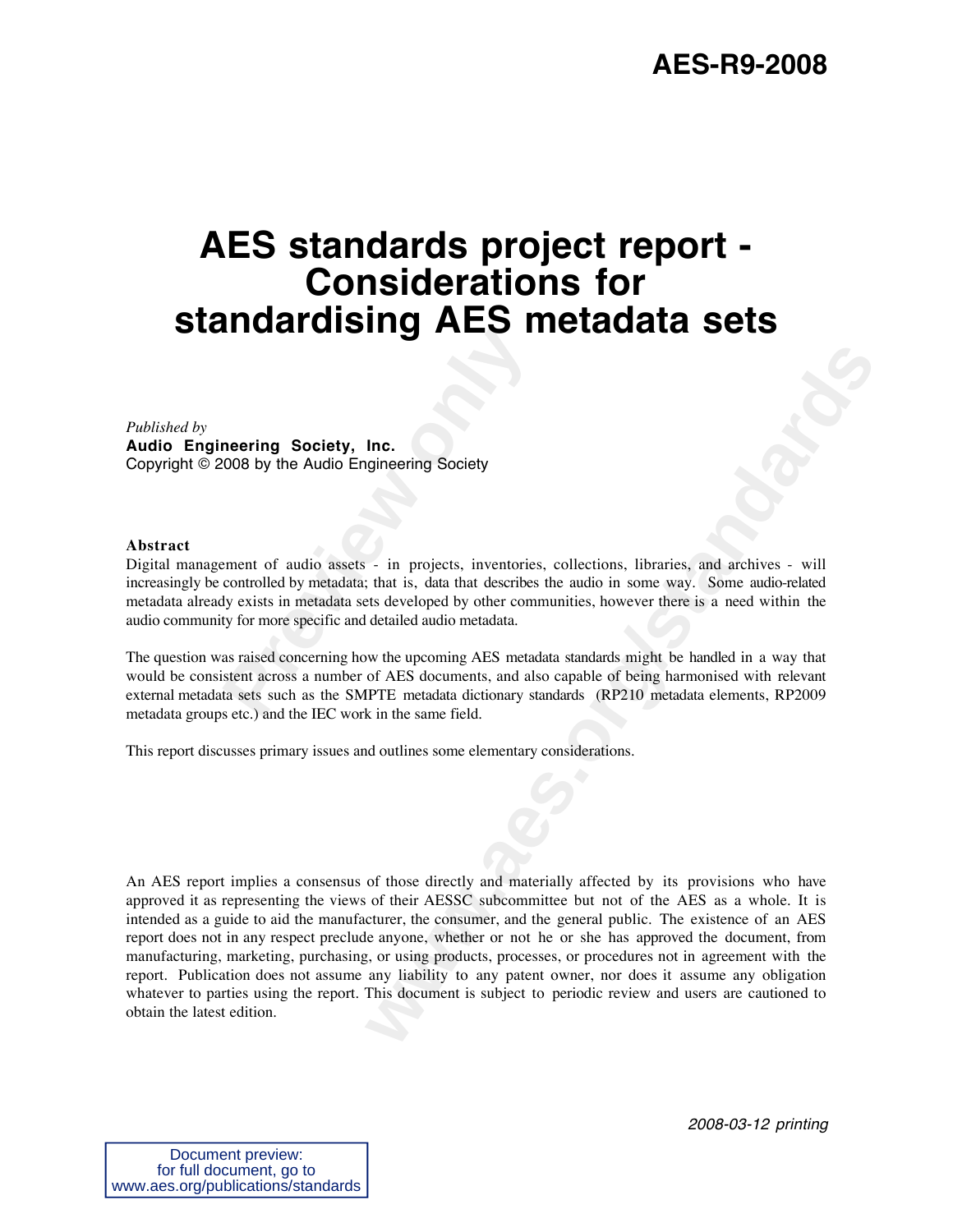**AES-R9-2008**

# AES standards project report - Considerations for standardising AES metadata sets

*Published by*
**Audio Engineering Society, Inc.**
Copyright © 2008 by the Audio Engineering Society

**Abstract**
Digital management of audio assets - in projects, inventories, collections, libraries, and archives - will increasingly be controlled by metadata; that is, data that describes the audio in some way. Some audio-related metadata already exists in metadata sets developed by other communities, however there is a need within the audio community for more specific and detailed audio metadata.

The question was raised concerning how the upcoming AES metadata standards might be handled in a way that would be consistent across a number of AES documents, and also capable of being harmonised with relevant external metadata sets such as the SMPTE metadata dictionary standards (RP210 metadata elements, RP2009 metadata groups etc.) and the IEC work in the same field.

This report discusses primary issues and outlines some elementary considerations.

An AES report implies a consensus of those directly and materially affected by its provisions who have approved it as representing the views of their AESSC subcommittee but not of the AES as a whole. It is intended as a guide to aid the manufacturer, the consumer, and the general public. The existence of an AES report does not in any respect preclude anyone, whether or not he or she has approved the document, from manufacturing, marketing, purchasing, or using products, processes, or procedures not in agreement with the report. Publication does not assume any liability to any patent owner, nor does it assume any obligation whatever to parties using the report. This document is subject to periodic review and users are cautioned to obtain the latest edition.

*2008-03-12 printing*

Document preview:
for full document, go to
www.aes.org/publications/standards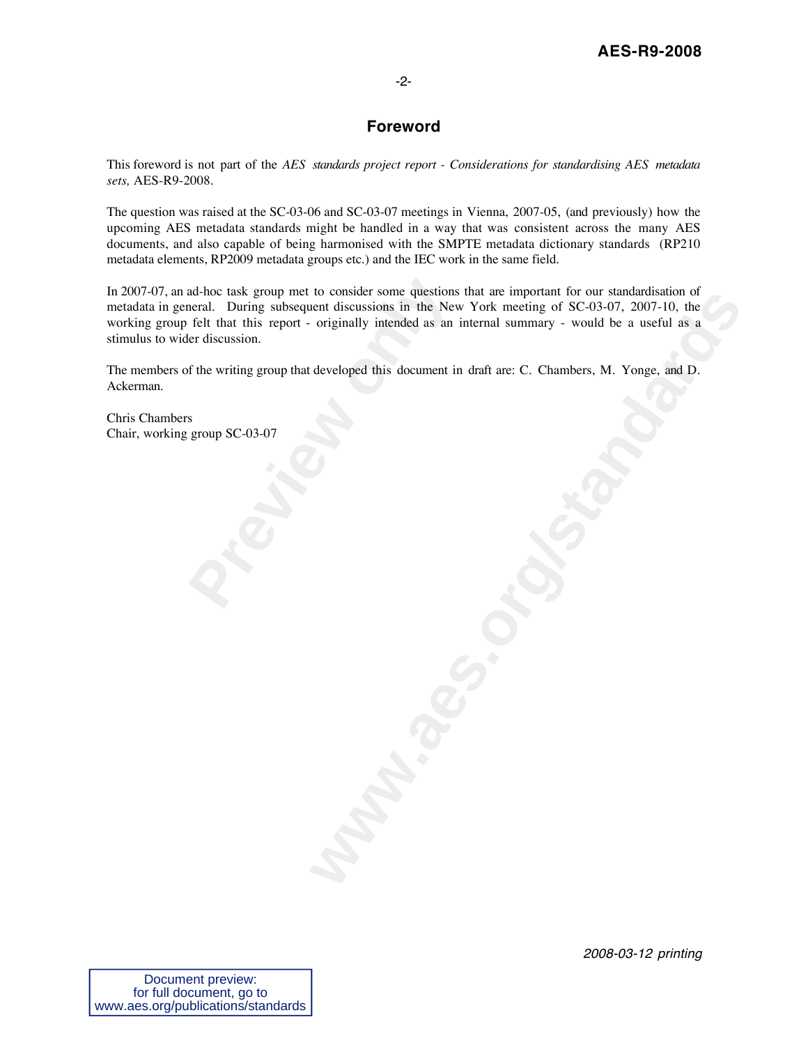# Foreword

This foreword is not part of the *AES standards project report - Considerations for standardising AES metadata sets,* AES-R9-2008.

The question was raised at the SC-03-06 and SC-03-07 meetings in Vienna, 2007-05, (and previously) how the upcoming AES metadata standards might be handled in a way that was consistent across the many AES documents, and also capable of being harmonised with the SMPTE metadata dictionary standards (RP210 metadata elements, RP2009 metadata groups etc.) and the IEC work in the same field.

In 2007-07, an ad-hoc task group met to consider some questions that are important for our standardisation of metadata in general. During subsequent discussions in the New York meeting of SC-03-07, 2007-10, the working group felt that this report - originally intended as an internal summary - would be a useful as a stimulus to wider discussion.

The members of the writing group that developed this document in draft are: C. Chambers, M. Yonge, and D. Ackerman.

Chris Chambers
Chair, working group SC-03-07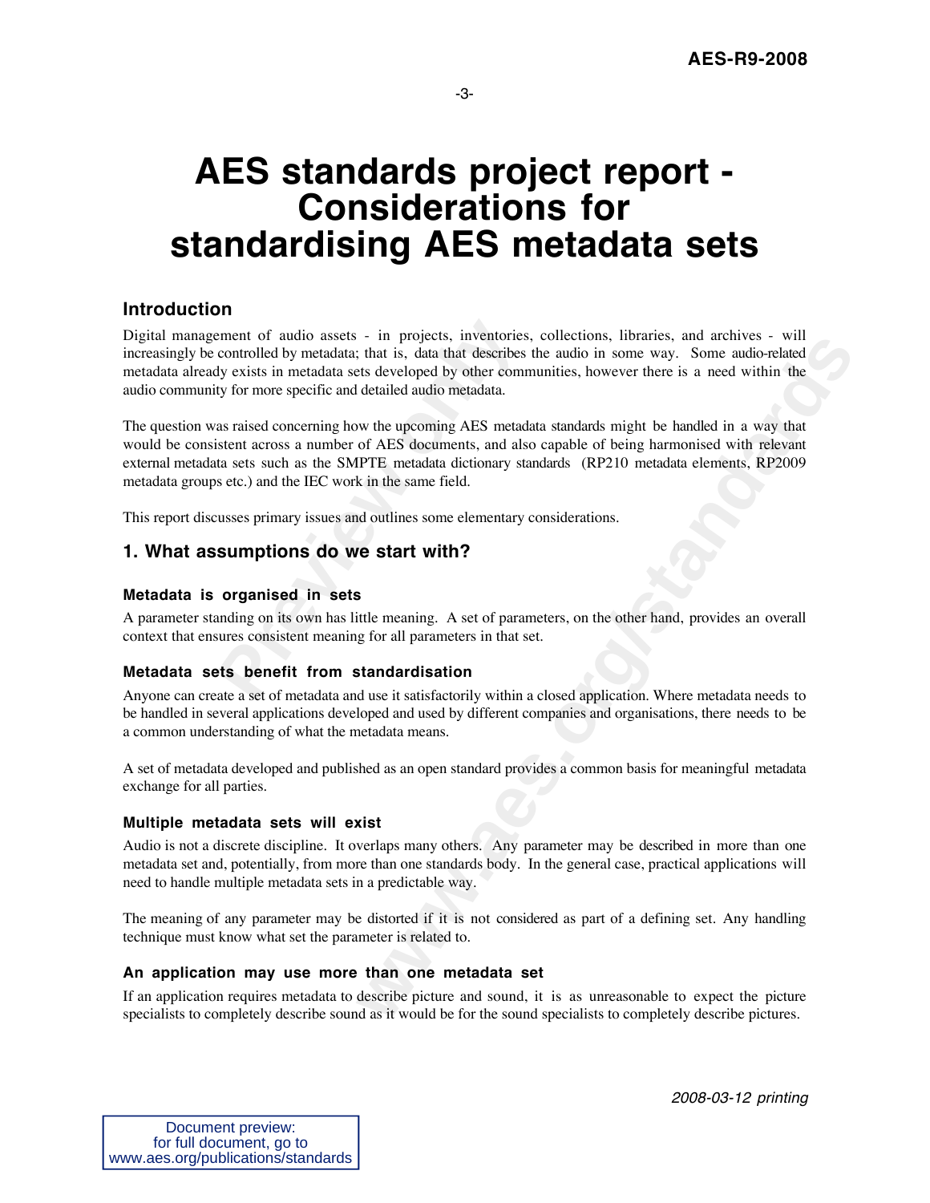# AES standards project report - Considerations for standardising AES metadata sets

## Introduction

Digital management of audio assets - in projects, inventories, collections, libraries, and archives - will increasingly be controlled by metadata; that is, data that describes the audio in some way. Some audio-related metadata already exists in metadata sets developed by other communities, however there is a need within the audio community for more specific and detailed audio metadata.

The question was raised concerning how the upcoming AES metadata standards might be handled in a way that would be consistent across a number of AES documents, and also capable of being harmonised with relevant external metadata sets such as the SMPTE metadata dictionary standards (RP210 metadata elements, RP2009 metadata groups etc.) and the IEC work in the same field.

This report discusses primary issues and outlines some elementary considerations.

## 1. What assumptions do we start with?

### Metadata is organised in sets

A parameter standing on its own has little meaning. A set of parameters, on the other hand, provides an overall context that ensures consistent meaning for all parameters in that set.

### Metadata sets benefit from standardisation

Anyone can create a set of metadata and use it satisfactorily within a closed application. Where metadata needs to be handled in several applications developed and used by different companies and organisations, there needs to be a common understanding of what the metadata means.

A set of metadata developed and published as an open standard provides a common basis for meaningful metadata exchange for all parties.

### Multiple metadata sets will exist

Audio is not a discrete discipline. It overlaps many others. Any parameter may be described in more than one metadata set and, potentially, from more than one standards body. In the general case, practical applications will need to handle multiple metadata sets in a predictable way.

The meaning of any parameter may be distorted if it is not considered as part of a defining set. Any handling technique must know what set the parameter is related to.

### An application may use more than one metadata set

If an application requires metadata to describe picture and sound, it is as unreasonable to expect the picture specialists to completely describe sound as it would be for the sound specialists to completely describe pictures.